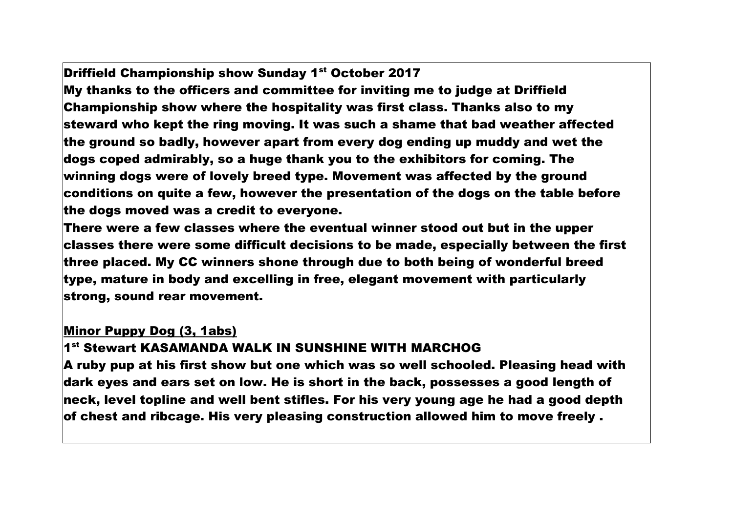**Driffield Championship show Sunday 1st October 2017**

**My thanks to the officers and committee for inviting me to judge at Driffield Championship show where the hospitality was first class. Thanks also to my steward who kept the ring moving. It was such a shame that bad weather affected the ground so badly, however apart from every dog ending up muddy and wet the dogs coped admirably, so a huge thank you to the exhibitors for coming. The winning dogs were of lovely breed type. Movement was affected by the ground conditions on quite a few, however the presentation of the dogs on the table before the dogs moved was a credit to everyone.**

**There were a few classes where the eventual winner stood out but in the upper classes there were some difficult decisions to be made, especially between the first three placed. My CC winners shone through due to both being of wonderful breed type, mature in body and excelling in free, elegant movement with particularly strong, sound rear movement.**

**<u>Minor Puppy Dog (3, 1abs)</u>**

**1st Stewart KASAMANDA WALK IN SUNSHINE WITH MARCHOG**

**A ruby pup at his first show but one which was so well schooled. Pleasing head with dark eyes and ears set on low. He is short in the back, possesses a good length of neck, level topline and well bent stifles. For his very young age he had a good depth of chest and ribcage. His very pleasing construction allowed him to move freely .**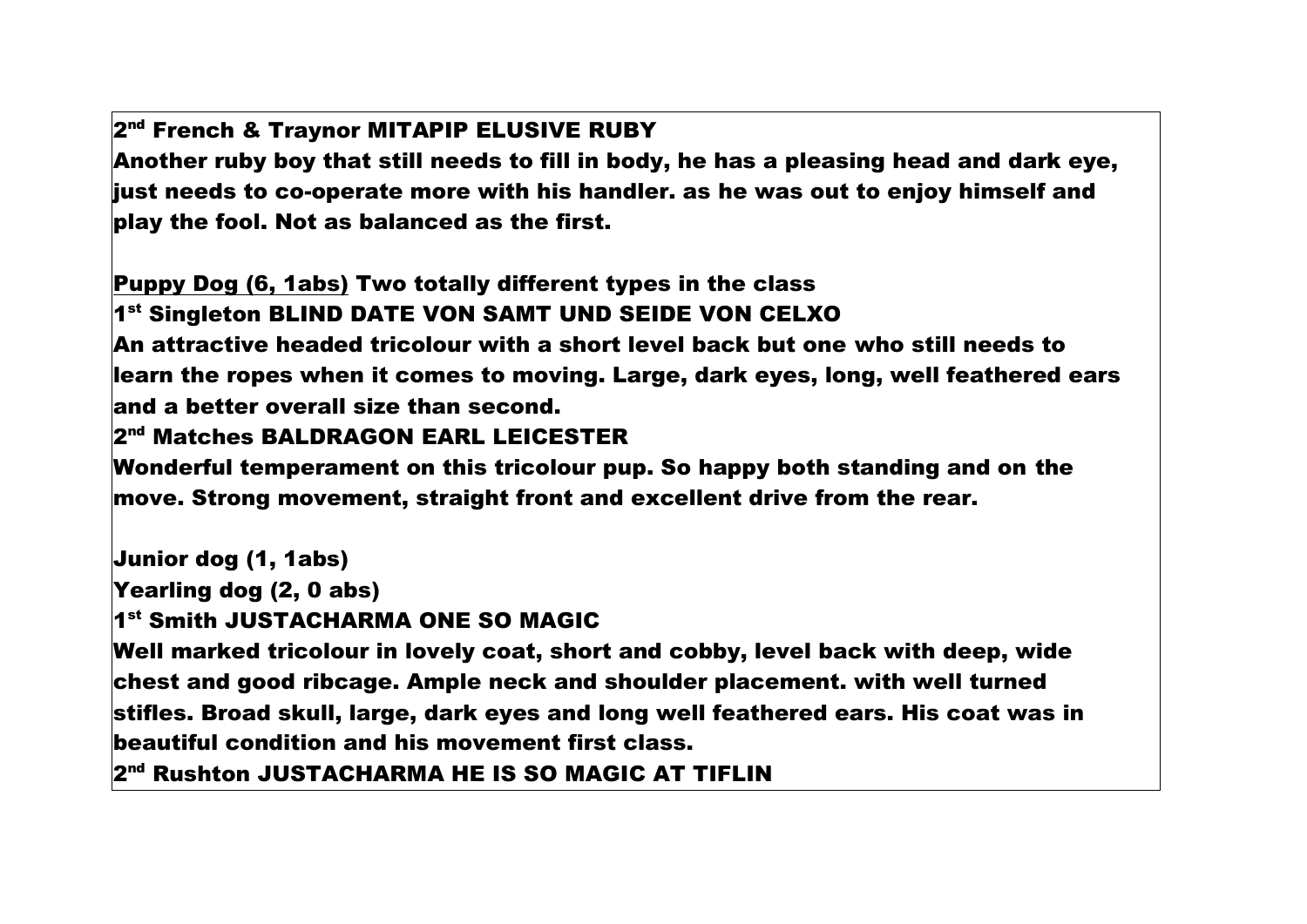**2nd French & Traynor MITAPIP ELUSIVE RUBY**

**Another ruby boy that still needs to fill in body, he has a pleasing head and dark eye, just needs to co-operate more with his handler. as he was out to enjoy himself and play the fool. Not as balanced as the first.**

**<u>Puppy Dog (6, 1abs)</u> Two totally different types in the class**

**1st Singleton BLIND DATE VON SAMT UND SEIDE VON CELXO**

**An attractive headed tricolour with a short level back but one who still needs to learn the ropes when it comes to moving. Large, dark eyes, long, well feathered ears and a better overall size than second.**

**2nd Matches BALDRAGON EARL LEICESTER**

**Wonderful temperament on this tricolour pup. So happy both standing and on the move. Strong movement, straight front and excellent drive from the rear.**

**Junior dog (1, 1abs)**

**Yearling dog (2, 0 abs)**

**1st Smith JUSTACHARMA ONE SO MAGIC**

**Well marked tricolour in lovely coat, short and cobby, level back with deep, wide chest and good ribcage. Ample neck and shoulder placement. with well turned stifles. Broad skull, large, dark eyes and long well feathered ears. His coat was in beautiful condition and his movement first class.**

**2nd Rushton JUSTACHARMA HE IS SO MAGIC AT TIFLIN**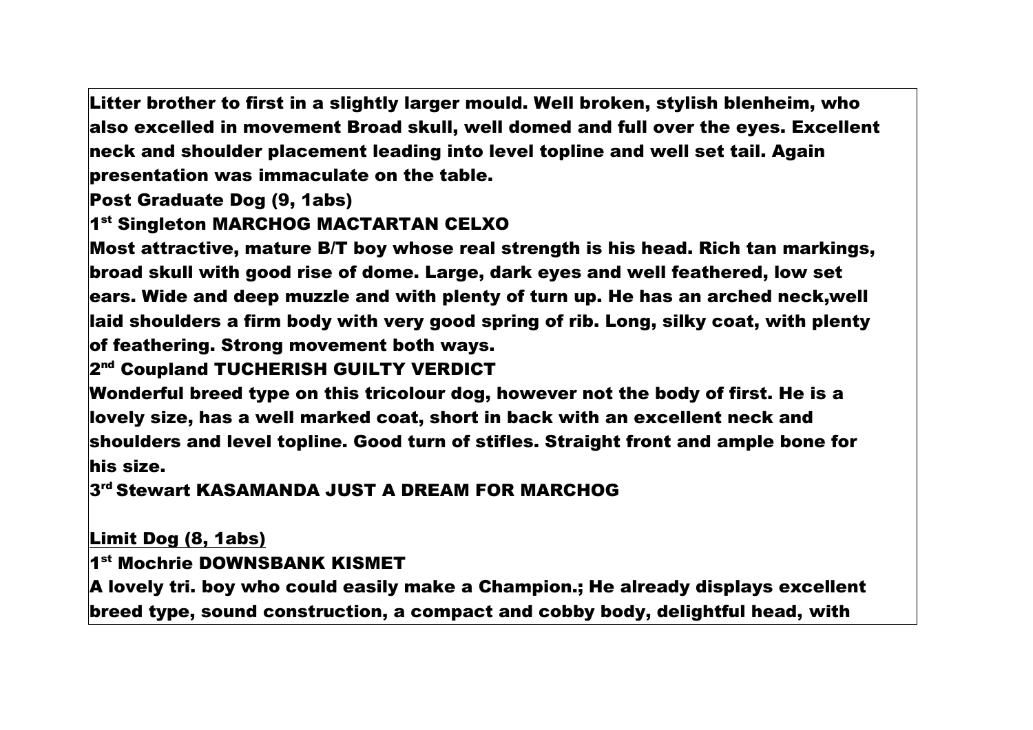**Litter brother to first in a slightly larger mould. Well broken, stylish blenheim, who also excelled in movement Broad skull, well domed and full over the eyes. Excellent neck and shoulder placement leading into level topline and well set tail. Again presentation was immaculate on the table.**

**Post Graduate Dog (9, 1abs)**

**1st Singleton MARCHOG MACTARTAN CELXO**

**Most attractive, mature B/T boy whose real strength is his head. Rich tan markings, broad skull with good rise of dome. Large, dark eyes and well feathered, low set ears. Wide and deep muzzle and with plenty of turn up. He has an arched neck,well laid shoulders a firm body with very good spring of rib. Long, silky coat, with plenty of feathering. Strong movement both ways.**

**2nd Coupland TUCHERISH GUILTY VERDICT**

**Wonderful breed type on this tricolour dog, however not the body of first. He is a lovely size, has a well marked coat, short in back with an excellent neck and shoulders and level topline. Good turn of stifles. Straight front and ample bone for his size.**

**3rd Stewart KASAMANDA JUST A DREAM FOR MARCHOG**

**<u>Limit Dog (8, 1abs)</u>**

**1st Mochrie DOWNSBANK KISMET**

**A lovely tri. boy who could easily make a Champion.; He already displays excellent breed type, sound construction, a compact and cobby body, delightful head, with**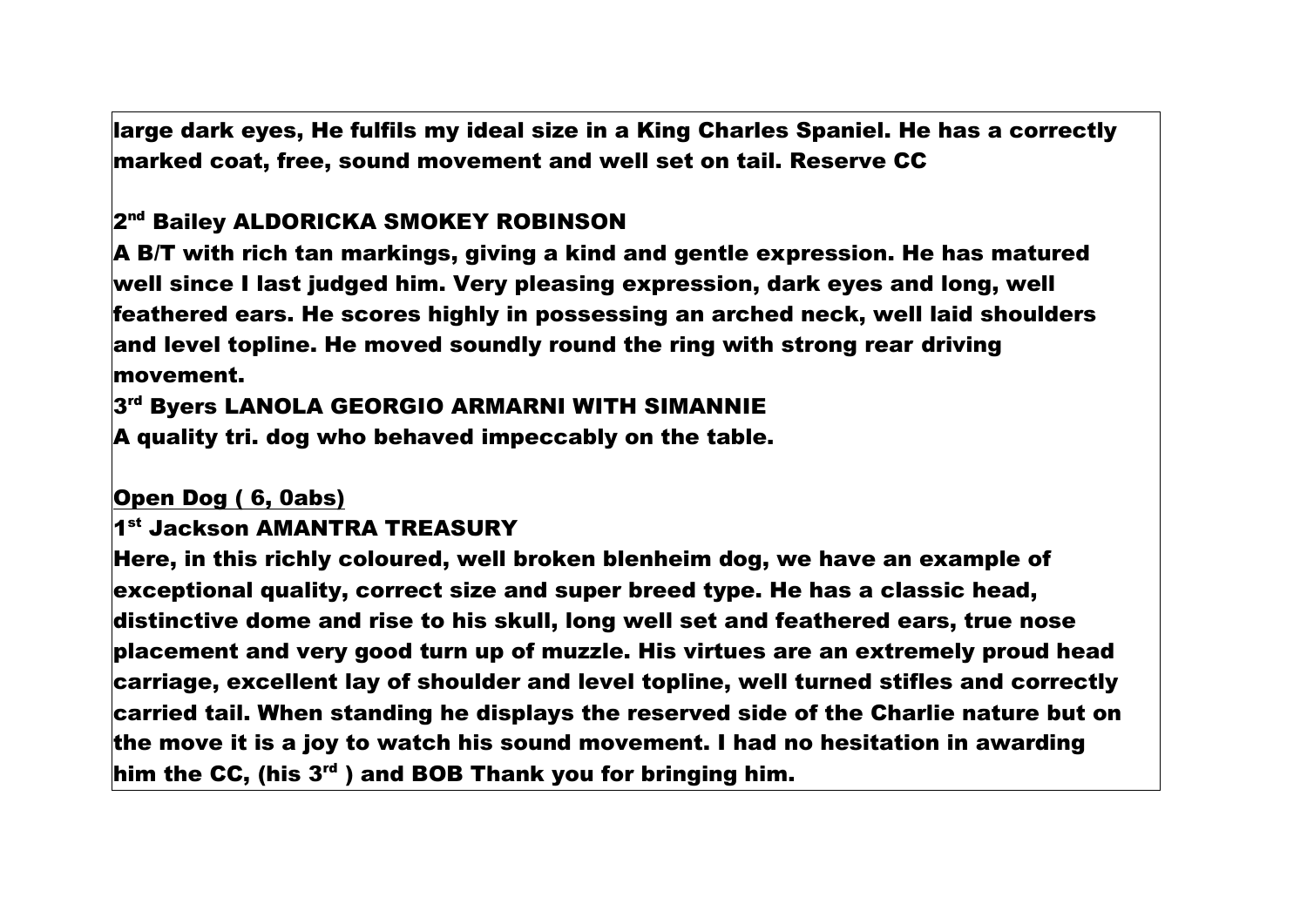**large dark eyes, He fulfils my ideal size in a King Charles Spaniel. He has a correctly marked coat, free, sound movement and well set on tail. Reserve CC**

**2nd Bailey ALDORICKA SMOKEY ROBINSON**
**A B/T with rich tan markings, giving a kind and gentle expression. He has matured well since I last judged him. Very pleasing expression, dark eyes and long, well feathered ears. He scores highly in possessing an arched neck, well laid shoulders and level topline. He moved soundly round the ring with strong rear driving movement.**

**3rd Byers LANOLA GEORGIO ARMARNI WITH SIMANNIE**
**A quality tri. dog who behaved impeccably on the table.**

**<u>Open Dog ( 6, 0abs)</u>**

**1st Jackson AMANTRA TREASURY**
**Here, in this richly coloured, well broken blenheim dog, we have an example of exceptional quality, correct size and super breed type. He has a classic head, distinctive dome and rise to his skull, long well set and feathered ears, true nose placement and very good turn up of muzzle. His virtues are an extremely proud head carriage, excellent lay of shoulder and level topline, well turned stifles and correctly carried tail. When standing he displays the reserved side of the Charlie nature but on the move it is a joy to watch his sound movement. I had no hesitation in awarding him the CC, (his 3rd ) and BOB Thank you for bringing him.**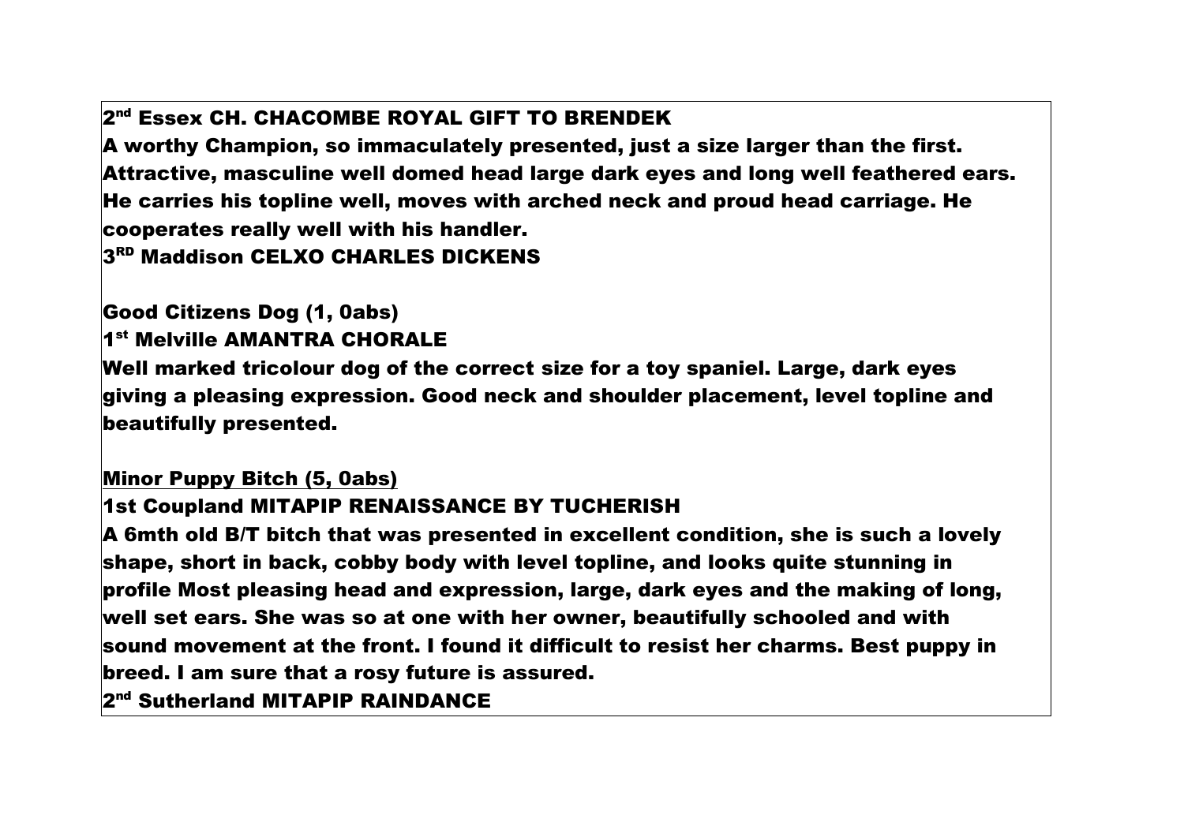**2nd Essex CH. CHACOMBE ROYAL GIFT TO BRENDEK**

**A worthy Champion, so immaculately presented, just a size larger than the first. Attractive, masculine well domed head large dark eyes and long well feathered ears. He carries his topline well, moves with arched neck and proud head carriage. He cooperates really well with his handler.**

**3RD Maddison CELXO CHARLES DICKENS**

**Good Citizens Dog (1, 0abs)**

**1st Melville AMANTRA CHORALE**

**Well marked tricolour dog of the correct size for a toy spaniel. Large, dark eyes giving a pleasing expression. Good neck and shoulder placement, level topline and beautifully presented.**

**Minor Puppy Bitch (5, 0abs)**

**1st Coupland MITAPIP RENAISSANCE BY TUCHERISH**

**A 6mth old B/T bitch that was presented in excellent condition, she is such a lovely shape, short in back, cobby body with level topline, and looks quite stunning in profile Most pleasing head and expression, large, dark eyes and the making of long, well set ears. She was so at one with her owner, beautifully schooled and with sound movement at the front. I found it difficult to resist her charms. Best puppy in breed. I am sure that a rosy future is assured.**

**2nd Sutherland MITAPIP RAINDANCE**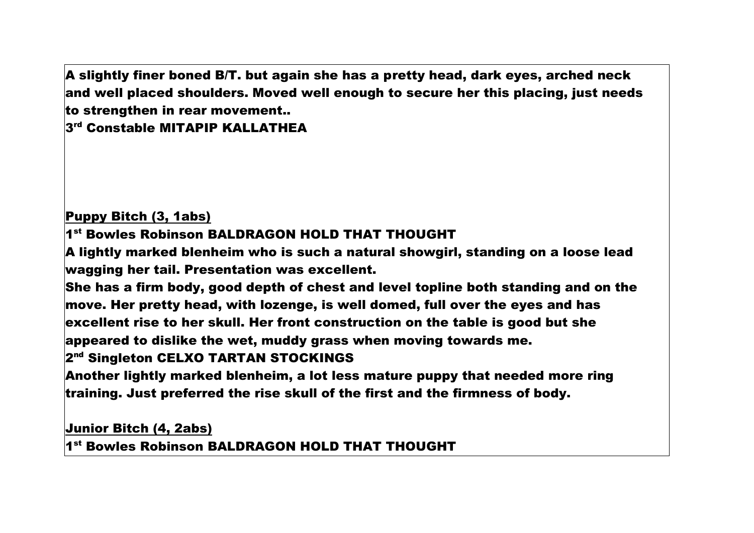**A slightly finer boned B/T. but again she has a pretty head, dark eyes, arched neck and well placed shoulders. Moved well enough to secure her this placing, just needs to strengthen in rear movement..**

**3rd Constable MITAPIP KALLATHEA**

**Puppy Bitch (3, 1abs)**

**1st Bowles Robinson BALDRAGON HOLD THAT THOUGHT**

**A lightly marked blenheim who is such a natural showgirl, standing on a loose lead wagging her tail. Presentation was excellent.**

**She has a firm body, good depth of chest and level topline both standing and on the move. Her pretty head, with lozenge, is well domed, full over the eyes and has excellent rise to her skull. Her front construction on the table is good but she appeared to dislike the wet, muddy grass when moving towards me.**

**2nd Singleton CELXO TARTAN STOCKINGS**

**Another lightly marked blenheim, a lot less mature puppy that needed more ring training. Just preferred the rise skull of the first and the firmness of body.**

**Junior Bitch (4, 2abs)**

**1st Bowles Robinson BALDRAGON HOLD THAT THOUGHT**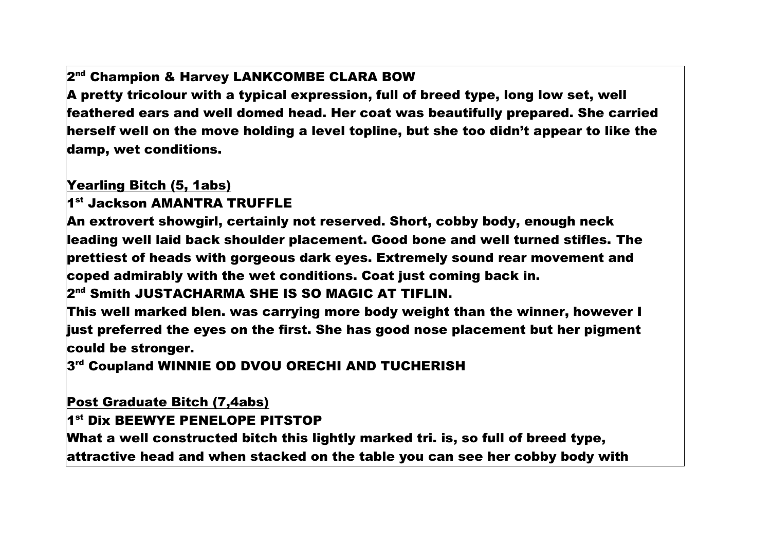**2nd Champion & Harvey LANKCOMBE CLARA BOW**

A pretty tricolour with a typical expression, full of breed type, long low set, well feathered ears and well domed head. Her coat was beautifully prepared. She carried herself well on the move holding a level topline, but she too didn't appear to like the damp, wet conditions.

**Yearling Bitch (5, 1abs)**

**1st Jackson AMANTRA TRUFFLE**

An extrovert showgirl, certainly not reserved. Short, cobby body, enough neck leading well laid back shoulder placement. Good bone and well turned stifles. The prettiest of heads with gorgeous dark eyes. Extremely sound rear movement and coped admirably with the wet conditions. Coat just coming back in.

**2nd Smith JUSTACHARMA SHE IS SO MAGIC AT TIFLIN.**

This well marked blen. was carrying more body weight than the winner, however I just preferred the eyes on the first. She has good nose placement but her pigment could be stronger.

**3rd Coupland WINNIE OD DVOU ORECHI AND TUCHERISH**

**Post Graduate Bitch (7,4abs)**

**1st Dix BEEWYE PENELOPE PITSTOP**

What a well constructed bitch this lightly marked tri. is, so full of breed type, attractive head and when stacked on the table you can see her cobby body with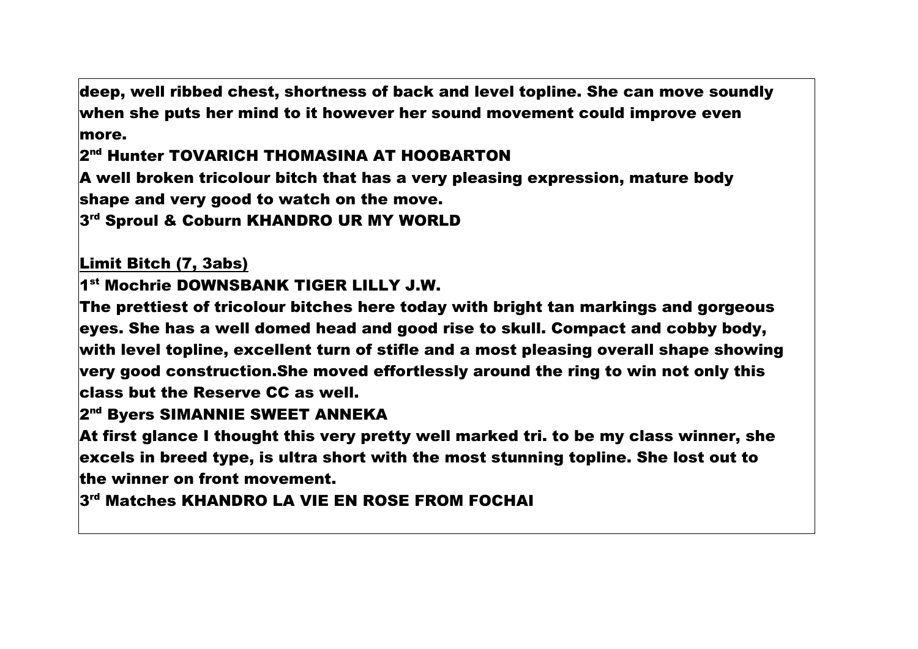**deep, well ribbed chest, shortness of back and level topline. She can move soundly when she puts her mind to it however her sound movement could improve even more.**

**2nd Hunter TOVARICH THOMASINA AT HOOBARTON**

**A well broken tricolour bitch that has a very pleasing expression, mature body shape and very good to watch on the move.**

**3rd Sproul & Coburn KHANDRO UR MY WORLD**

**Limit Bitch (7, 3abs)**

**1st Mochrie DOWNSBANK TIGER LILLY J.W.**

**The prettiest of tricolour bitches here today with bright tan markings and gorgeous eyes. She has a well domed head and good rise to skull. Compact and cobby body, with level topline, excellent turn of stifle and a most pleasing overall shape showing very good construction.She moved effortlessly around the ring to win not only this class but the Reserve CC as well.**

**2nd Byers SIMANNIE SWEET ANNEKA**

**At first glance I thought this very pretty well marked tri. to be my class winner, she excels in breed type, is ultra short with the most stunning topline. She lost out to the winner on front movement.**

**3rd Matches KHANDRO LA VIE EN ROSE FROM FOCHAI**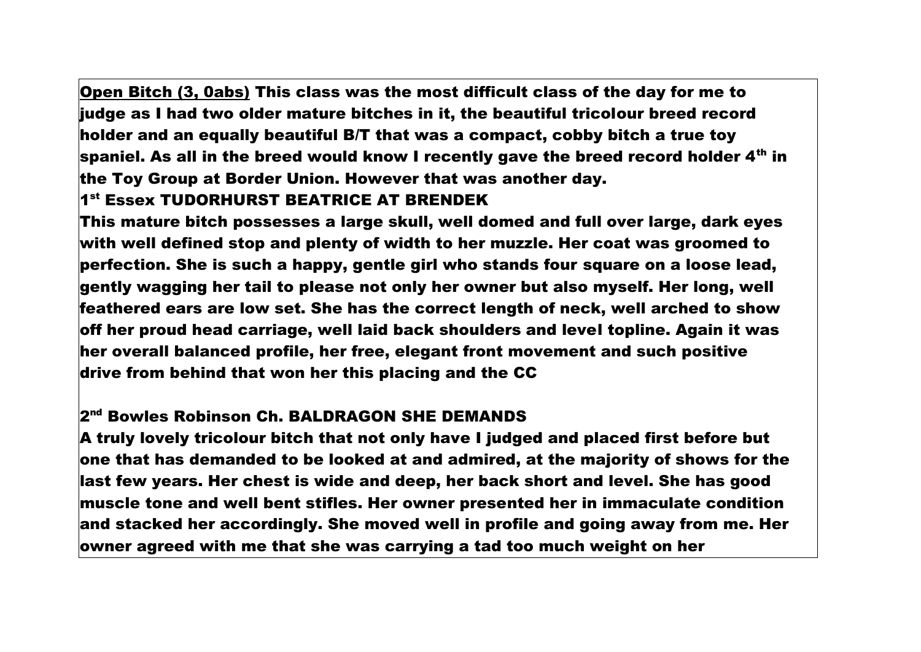**<u>Open Bitch (3, 0abs)</u> This class was the most difficult class of the day for me to judge as I had two older mature bitches in it, the beautiful tricolour breed record holder and an equally beautiful B/T that was a compact, cobby bitch a true toy spaniel. As all in the breed would know I recently gave the breed record holder 4th in the Toy Group at Border Union. However that was another day.**

**1st Essex TUDORHURST BEATRICE AT BRENDEK**

**This mature bitch possesses a large skull, well domed and full over large, dark eyes with well defined stop and plenty of width to her muzzle. Her coat was groomed to perfection. She is such a happy, gentle girl who stands four square on a loose lead, gently wagging her tail to please not only her owner but also myself. Her long, well feathered ears are low set. She has the correct length of neck, well arched to show off her proud head carriage, well laid back shoulders and level topline. Again it was her overall balanced profile, her free, elegant front movement and such positive drive from behind that won her this placing and the CC**

**2nd Bowles Robinson Ch. BALDRAGON SHE DEMANDS**

**A truly lovely tricolour bitch that not only have I judged and placed first before but one that has demanded to be looked at and admired, at the majority of shows for the last few years. Her chest is wide and deep, her back short and level. She has good muscle tone and well bent stifles. Her owner presented her in immaculate condition and stacked her accordingly. She moved well in profile and going away from me. Her owner agreed with me that she was carrying a tad too much weight on her**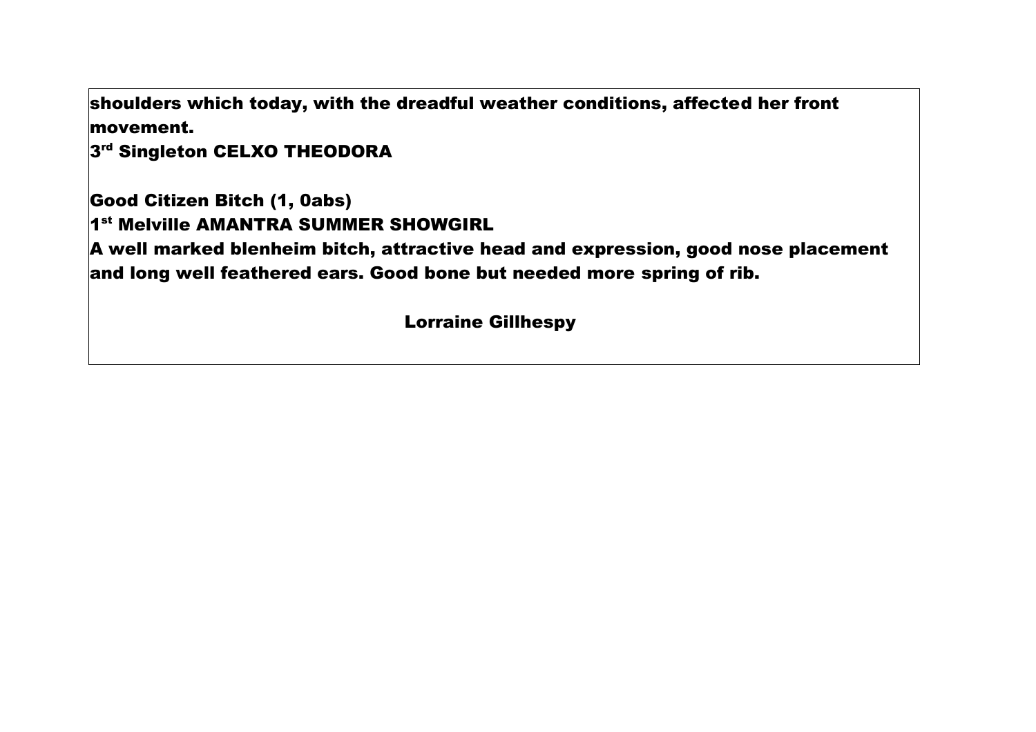**shoulders which today, with the dreadful weather conditions, affected her front movement.**

**3rd Singleton CELXO THEODORA**

**Good Citizen Bitch (1, 0abs)**

**1st Melville AMANTRA SUMMER SHOWGIRL**

**A well marked blenheim bitch, attractive head and expression, good nose placement and long well feathered ears. Good bone but needed more spring of rib.**

**Lorraine Gillhespy**